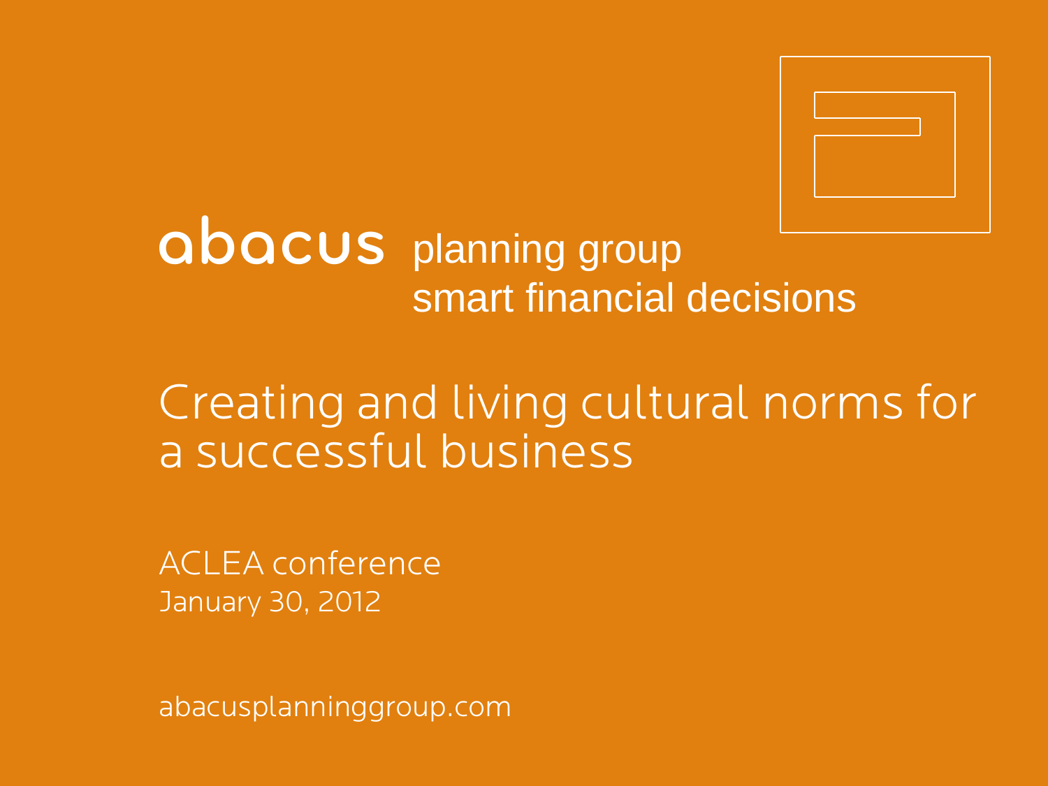abacus planning group
smart financial decisions

# Creating and living cultural norms for a successful business

ACLEA conference
January 30, 2012

abacusplanninggroup.com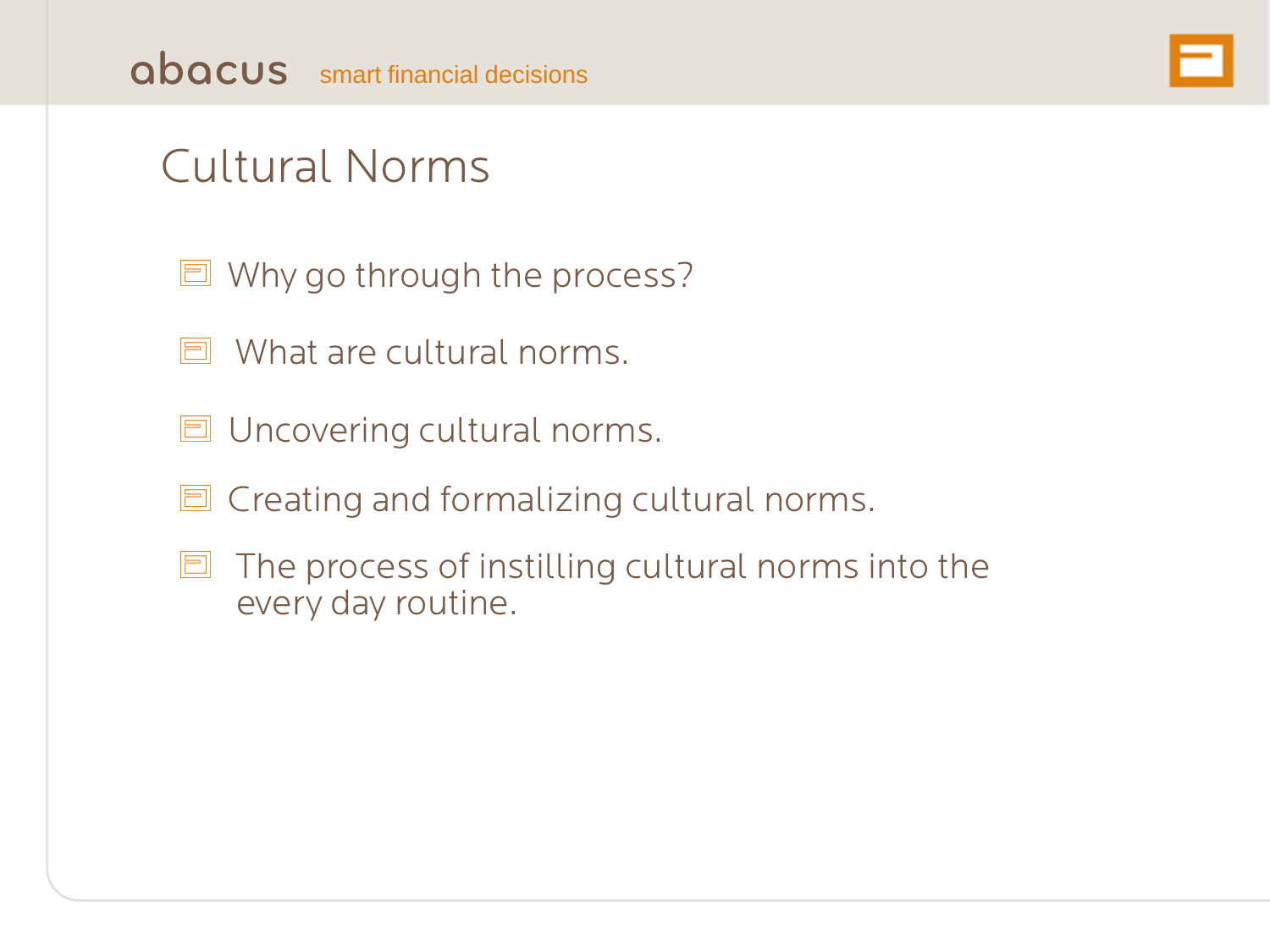# Cultural Norms

- Why go through the process?
- What are cultural norms.
- Uncovering cultural norms.
- Creating and formalizing cultural norms.
- The process of instilling cultural norms into the every day routine.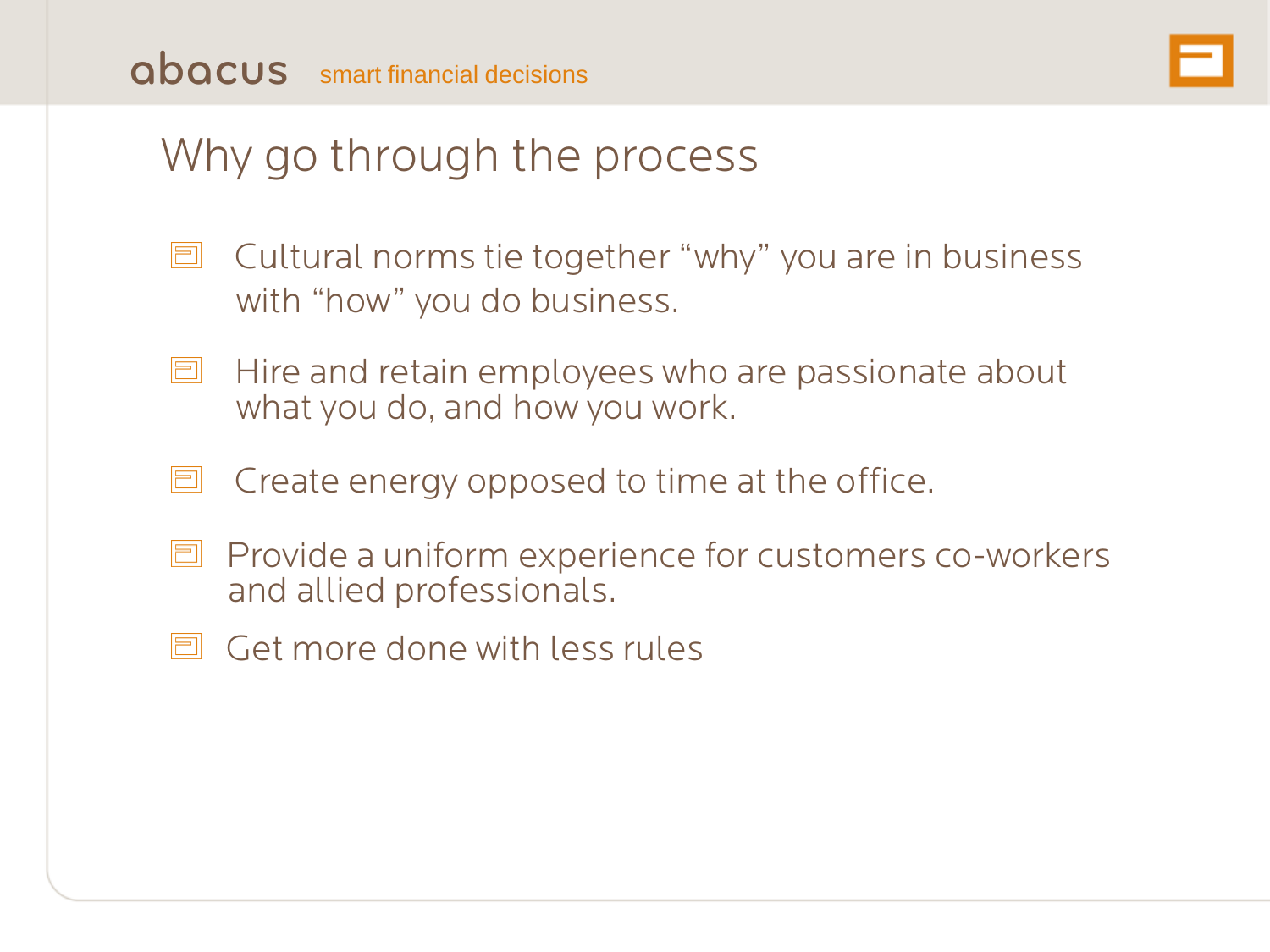# Why go through the process

- Cultural norms tie together "why" you are in business with "how" you do business.
- Hire and retain employees who are passionate about what you do, and how you work.
- Create energy opposed to time at the office.
- Provide a uniform experience for customers co-workers and allied professionals.
- Get more done with less rules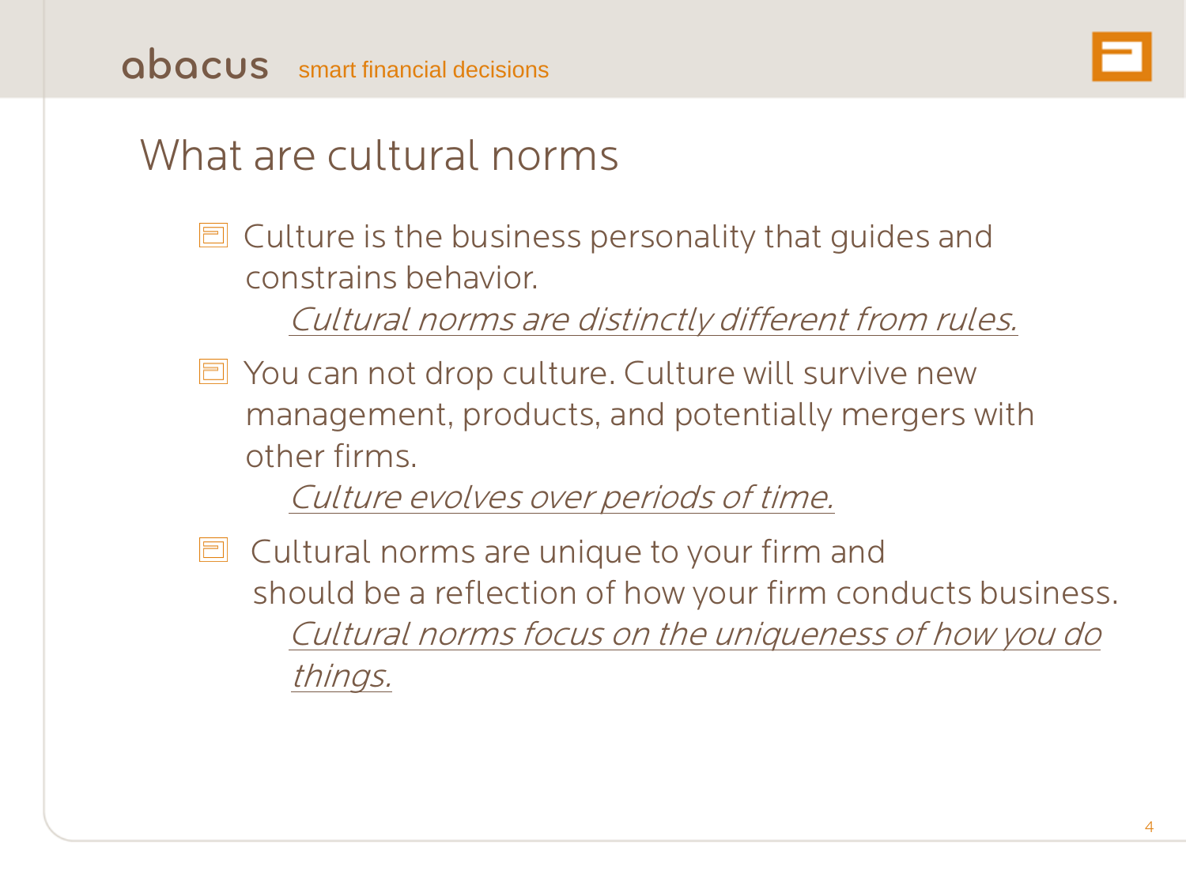# What are cultural norms

- Culture is the business personality that guides and constrains behavior.

  *Cultural norms are distinctly different from rules.*

- You can not drop culture. Culture will survive new management, products, and potentially mergers with other firms.

  *Culture evolves over periods of time.*

- Cultural norms are unique to your firm and should be a reflection of how your firm conducts business.

  *Cultural norms focus on the uniqueness of how you do things.*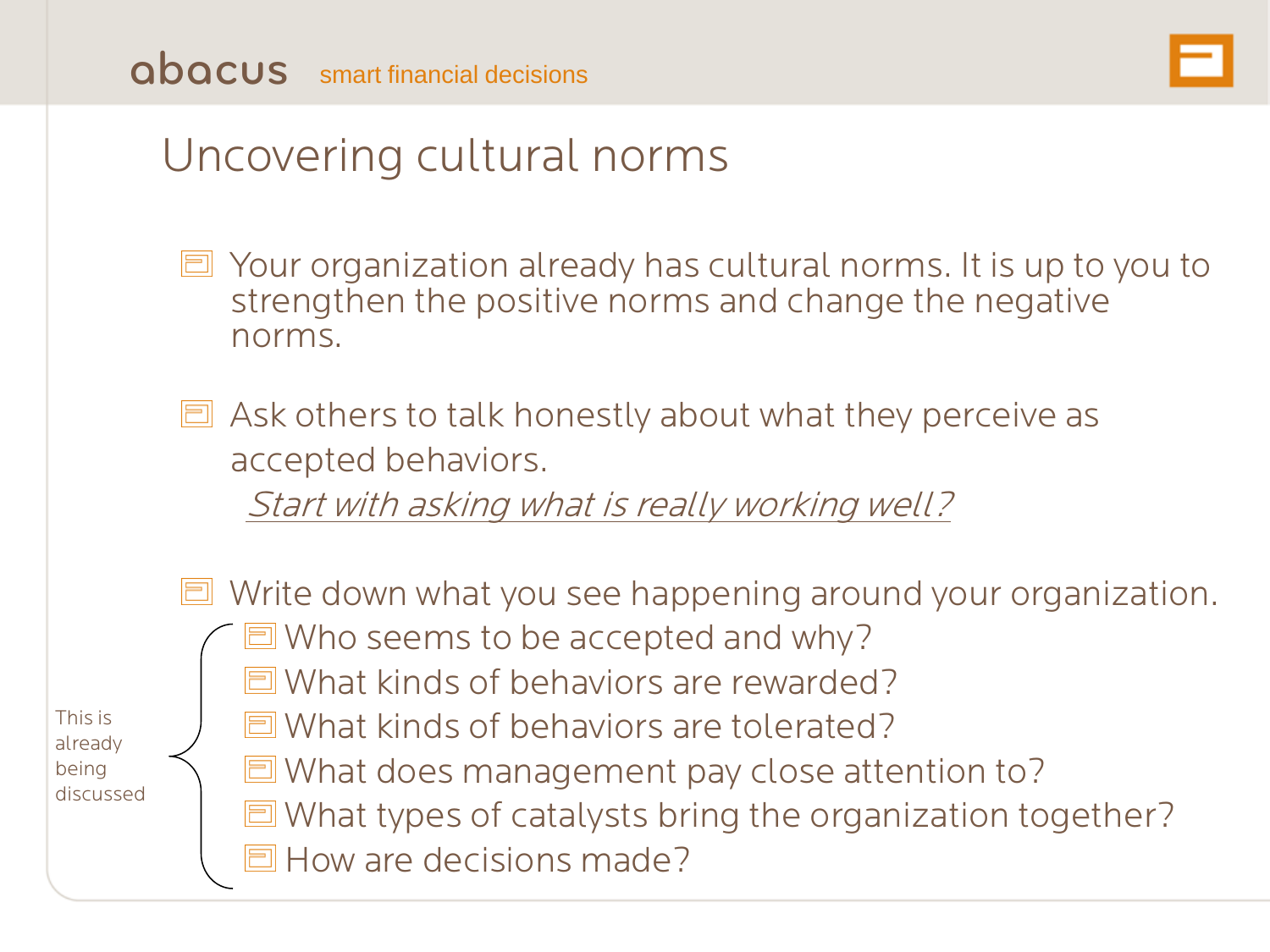# Uncovering cultural norms

- Your organization already has cultural norms. It is up to you to strengthen the positive norms and change the negative norms.

- Ask others to talk honestly about what they perceive as accepted behaviors.

  *Start with asking what is really working well?*

- Write down what you see happening around your organization.
  - Who seems to be accepted and why?
  - What kinds of behaviors are rewarded?
  - What kinds of behaviors are tolerated?
  - What does management pay close attention to?
  - What types of catalysts bring the organization together?
  - How are decisions made?

This is already being discussed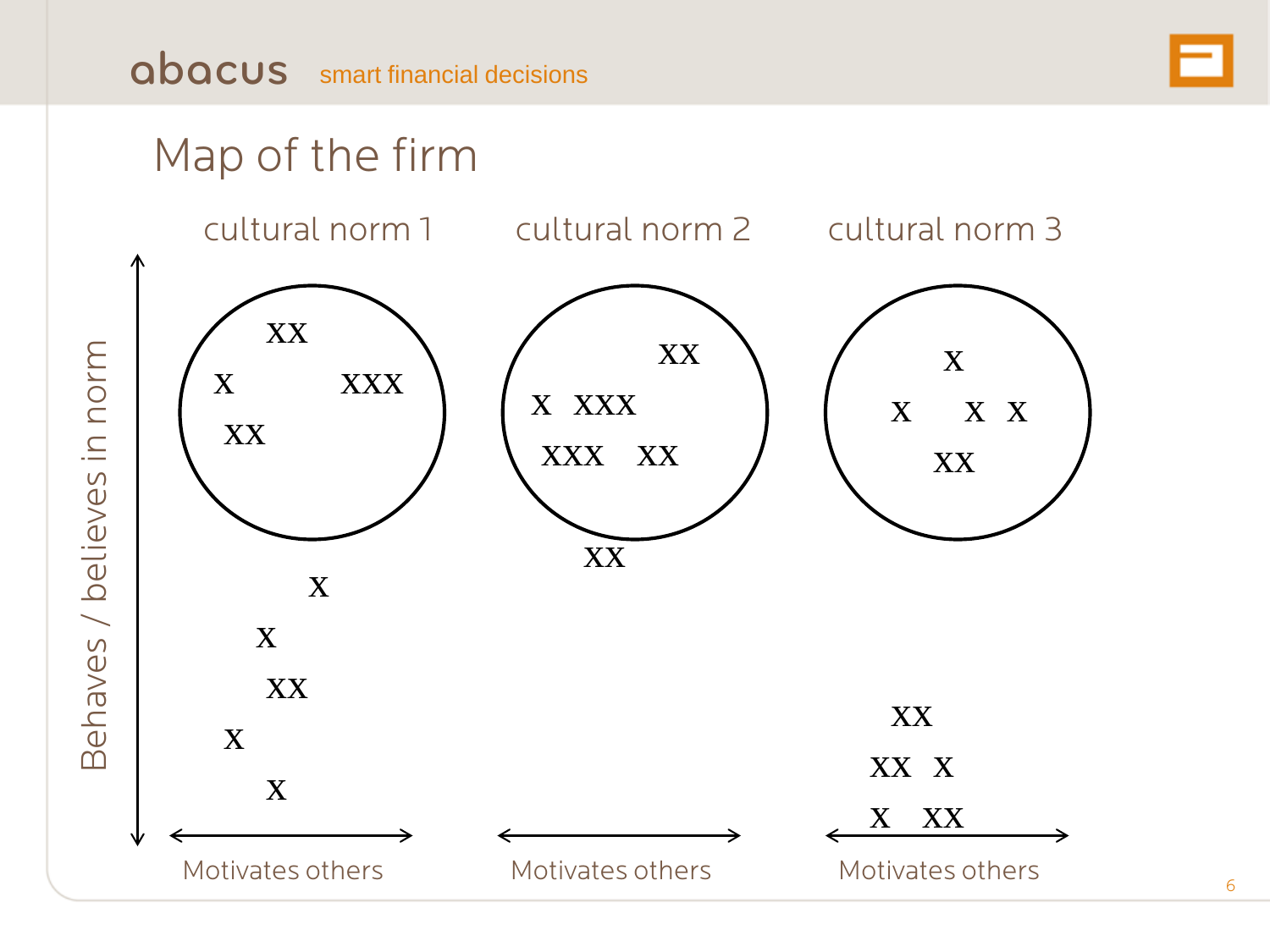# Map of the firm

cultural norm 1 | cultural norm 2 | cultural norm 3

Behaves / believes in norm

Motivates others | Motivates others | Motivates others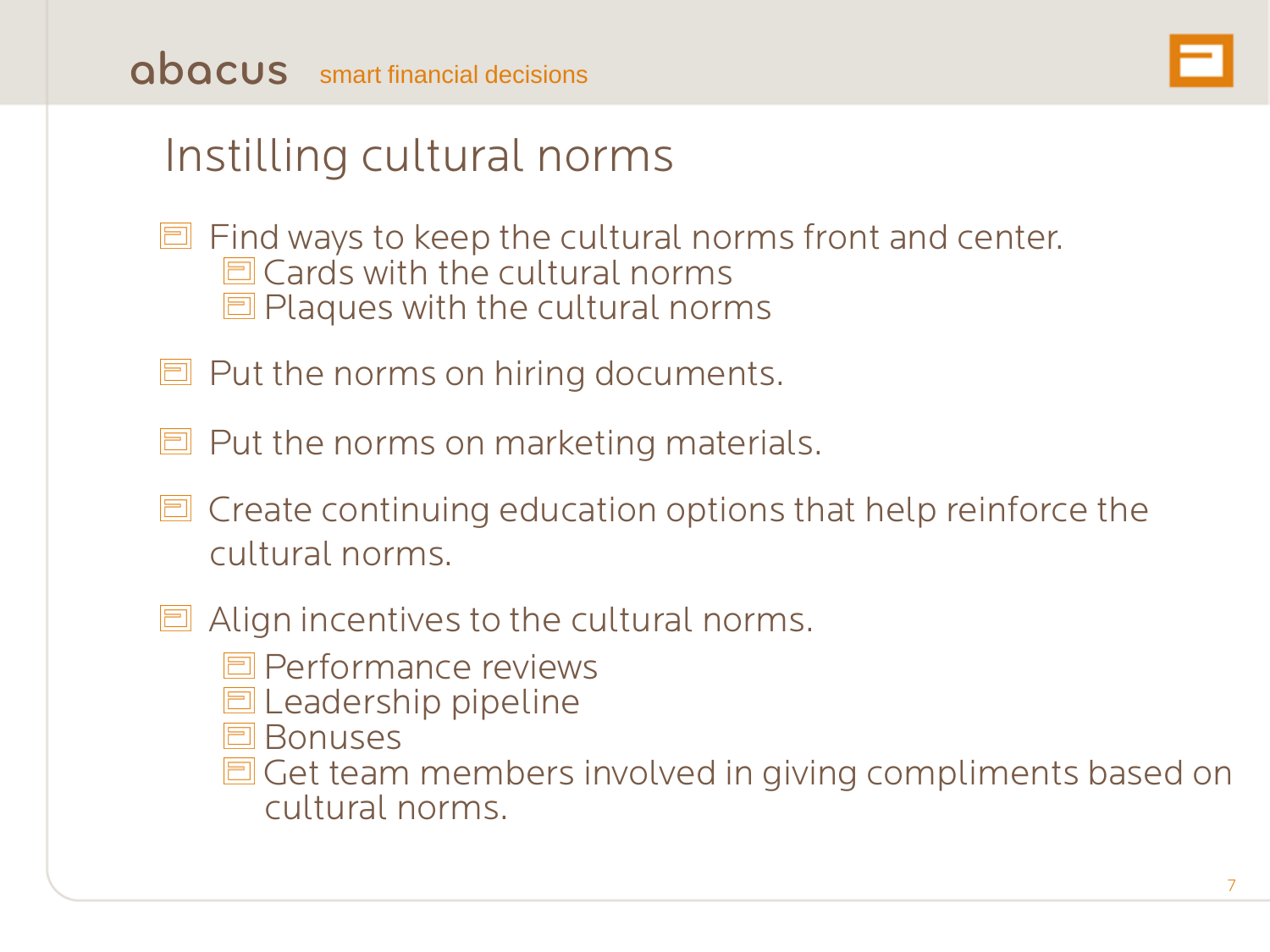# Instilling cultural norms

- Find ways to keep the cultural norms front and center.
  - Cards with the cultural norms
  - Plaques with the cultural norms
- Put the norms on hiring documents.
- Put the norms on marketing materials.
- Create continuing education options that help reinforce the cultural norms.
- Align incentives to the cultural norms.
  - Performance reviews
  - Leadership pipeline
  - Bonuses
  - Get team members involved in giving compliments based on cultural norms.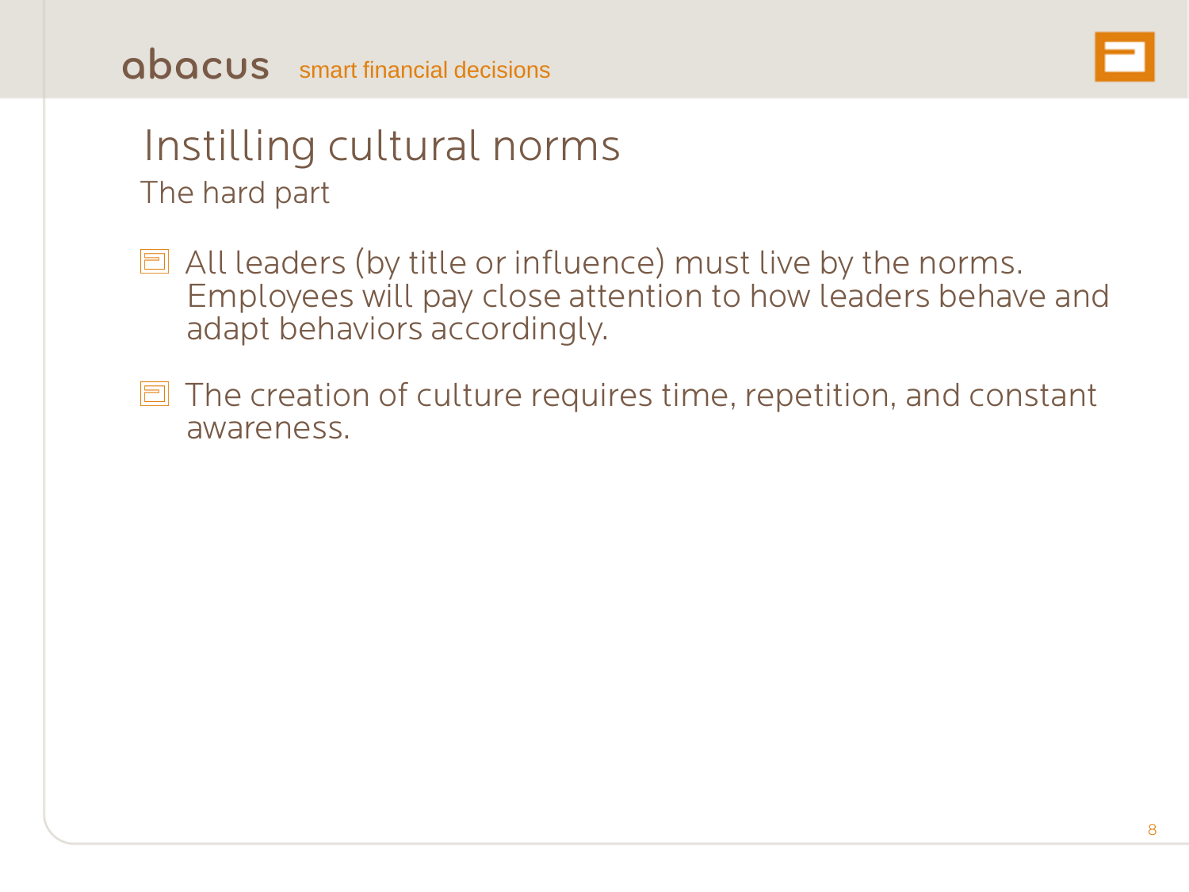# Instilling cultural norms

## The hard part

- All leaders (by title or influence) must live by the norms. Employees will pay close attention to how leaders behave and adapt behaviors accordingly.
- The creation of culture requires time, repetition, and constant awareness.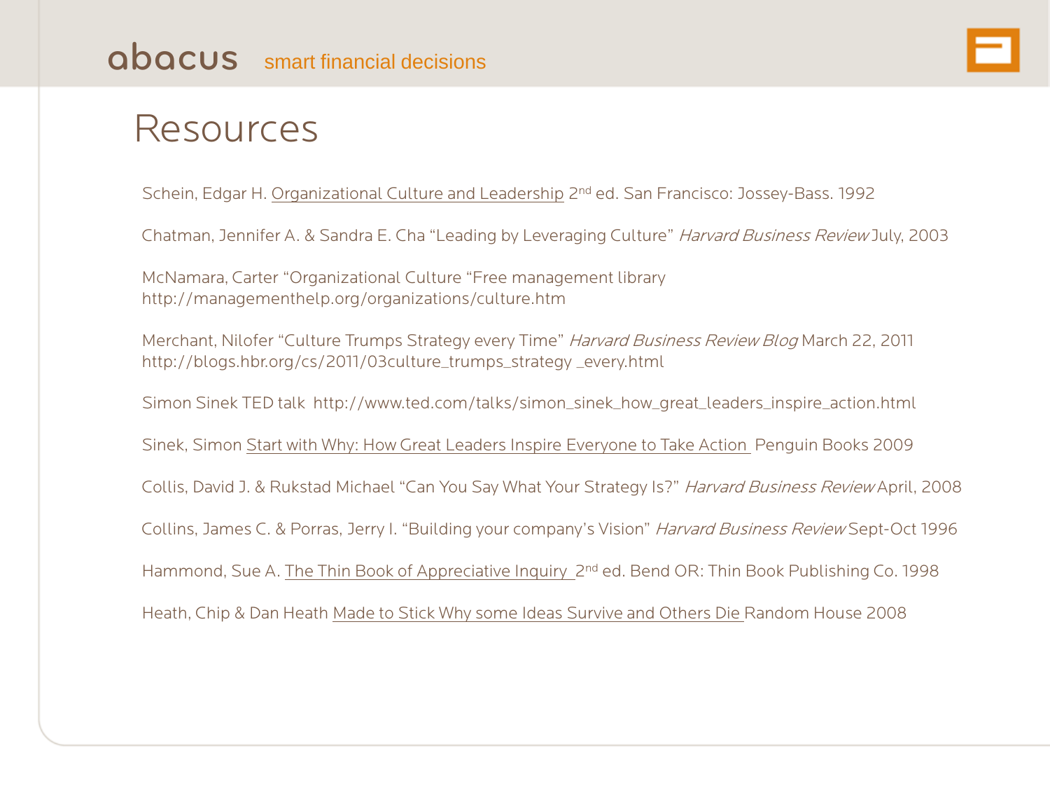# Resources

Schein, Edgar H. Organizational Culture and Leadership 2nd ed. San Francisco: Jossey-Bass. 1992

Chatman, Jennifer A. & Sandra E. Cha "Leading by Leveraging Culture" *Harvard Business Review* July, 2003

McNamara, Carter "Organizational Culture "Free management library
http://managementhelp.org/organizations/culture.htm

Merchant, Nilofer "Culture Trumps Strategy every Time" *Harvard Business Review Blog* March 22, 2011
http://blogs.hbr.org/cs/2011/03culture_trumps_strategy _every.html

Simon Sinek TED talk http://www.ted.com/talks/simon_sinek_how_great_leaders_inspire_action.html

Sinek, Simon Start with Why: How Great Leaders Inspire Everyone to Take Action Penguin Books 2009

Collis, David J. & Rukstad Michael "Can You Say What Your Strategy Is?" *Harvard Business Review* April, 2008

Collins, James C. & Porras, Jerry I. "Building your company's Vision" *Harvard Business Review* Sept-Oct 1996

Hammond, Sue A. The Thin Book of Appreciative Inquiry 2nd ed. Bend OR: Thin Book Publishing Co. 1998

Heath, Chip & Dan Heath Made to Stick Why some Ideas Survive and Others Die Random House 2008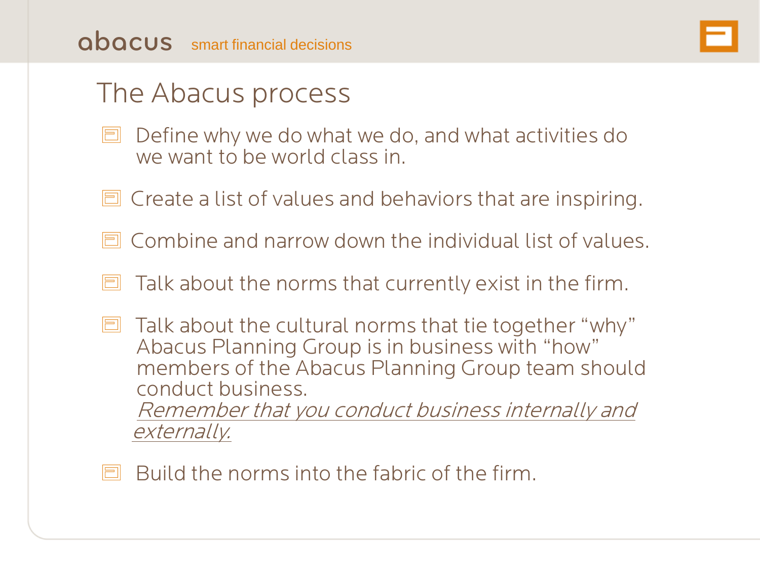# The Abacus process

- Define why we do what we do, and what activities do we want to be world class in.
- Create a list of values and behaviors that are inspiring.
- Combine and narrow down the individual list of values.
- Talk about the norms that currently exist in the firm.
- Talk about the cultural norms that tie together "why" Abacus Planning Group is in business with "how" members of the Abacus Planning Group team should conduct business.
  *Remember that you conduct business internally and externally.*
- Build the norms into the fabric of the firm.